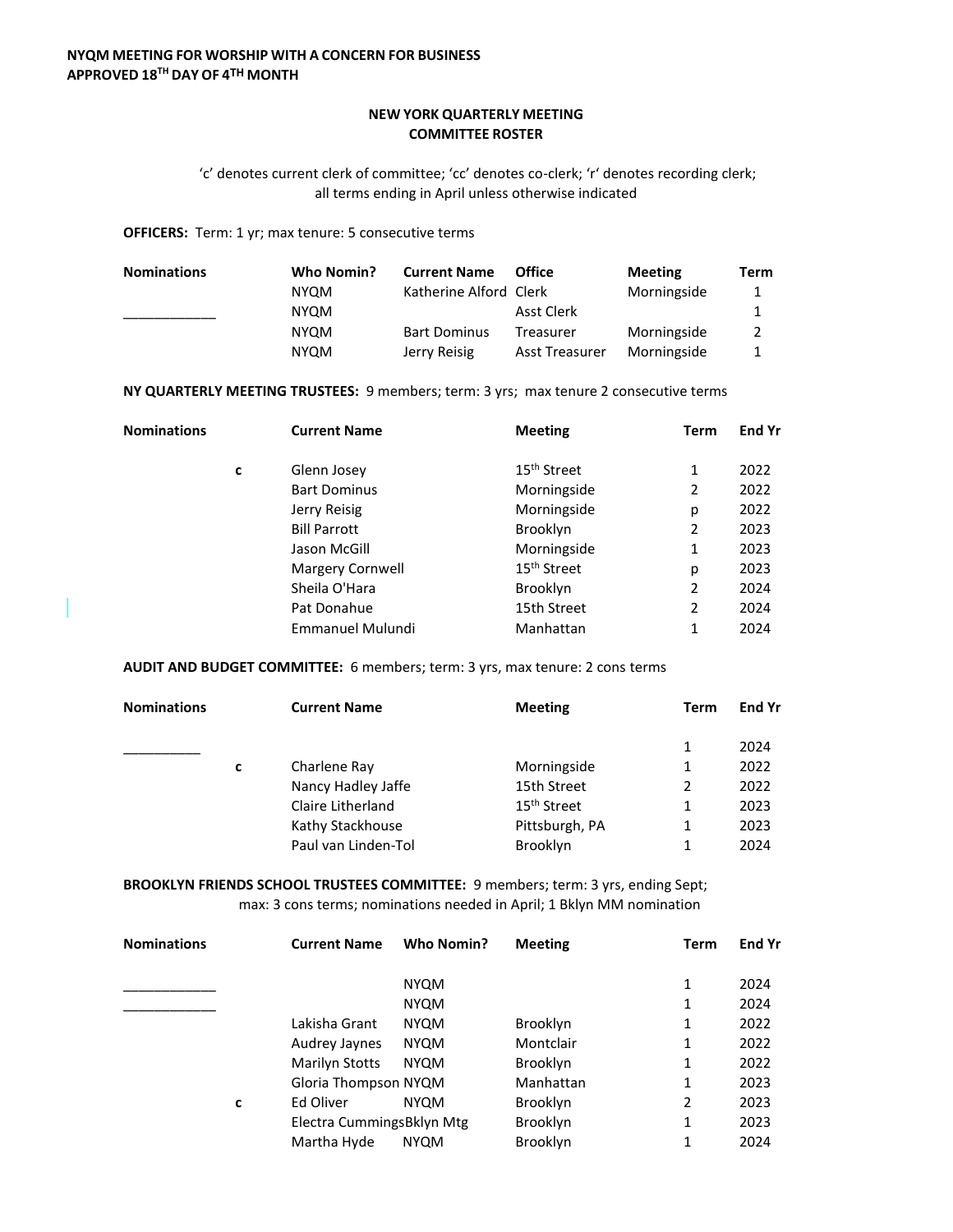**NYQM MEETING FOR WORSHIP WITH A CONCERN FOR BUSINESS**
**APPROVED 18TH DAY OF 4TH MONTH**

## NEW YORK QUARTERLY MEETING
## COMMITTEE ROSTER

'c' denotes current clerk of committee; 'cc' denotes co-clerk; 'r' denotes recording clerk; all terms ending in April unless otherwise indicated

**OFFICERS:** Term: 1 yr; max tenure: 5 consecutive terms

| Nominations | Who Nomin? | Current Name | Office | Meeting | Term |
|---|---|---|---|---|---|
| | NYQM | Katherine Alford | Clerk | Morningside | 1 |
| ____________ | NYQM | | Asst Clerk | | 1 |
| | NYQM | Bart Dominus | Treasurer | Morningside | 2 |
| | NYQM | Jerry Reisig | Asst Treasurer | Morningside | 1 |

**NY QUARTERLY MEETING TRUSTEES:** 9 members; term: 3 yrs; max tenure 2 consecutive terms

| Nominations | | Current Name | Meeting | Term | End Yr |
|---|---|---|---|---|---|
| | c | Glenn Josey | 15th Street | 1 | 2022 |
| | | Bart Dominus | Morningside | 2 | 2022 |
| | | Jerry Reisig | Morningside | p | 2022 |
| | | Bill Parrott | Brooklyn | 2 | 2023 |
| | | Jason McGill | Morningside | 1 | 2023 |
| | | Margery Cornwell | 15th Street | p | 2023 |
| | | Sheila O'Hara | Brooklyn | 2 | 2024 |
| | | Pat Donahue | 15th Street | 2 | 2024 |
| | | Emmanuel Mulundi | Manhattan | 1 | 2024 |

**AUDIT AND BUDGET COMMITTEE:** 6 members; term: 3 yrs, max tenure: 2 cons terms

| Nominations | | Current Name | Meeting | Term | End Yr |
|---|---|---|---|---|---|
| __________ | | | | 1 | 2024 |
| | c | Charlene Ray | Morningside | 1 | 2022 |
| | | Nancy Hadley Jaffe | 15th Street | 2 | 2022 |
| | | Claire Litherland | 15th Street | 1 | 2023 |
| | | Kathy Stackhouse | Pittsburgh, PA | 1 | 2023 |
| | | Paul van Linden-Tol | Brooklyn | 1 | 2024 |

**BROOKLYN FRIENDS SCHOOL TRUSTEES COMMITTEE:** 9 members; term: 3 yrs, ending Sept; max: 3 cons terms; nominations needed in April; 1 Bklyn MM nomination

| Nominations | | Current Name | Who Nomin? | Meeting | Term | End Yr |
|---|---|---|---|---|---|---|
| ____________ | | | NYQM | | 1 | 2024 |
| ____________ | | | NYQM | | 1 | 2024 |
| | | Lakisha Grant | NYQM | Brooklyn | 1 | 2022 |
| | | Audrey Jaynes | NYQM | Montclair | 1 | 2022 |
| | | Marilyn Stotts | NYQM | Brooklyn | 1 | 2022 |
| | | Gloria Thompson | NYQM | Manhattan | 1 | 2023 |
| | c | Ed Oliver | NYQM | Brooklyn | 2 | 2023 |
| | | Electra Cummings | Bklyn Mtg | Brooklyn | 1 | 2023 |
| | | Martha Hyde | NYQM | Brooklyn | 1 | 2024 |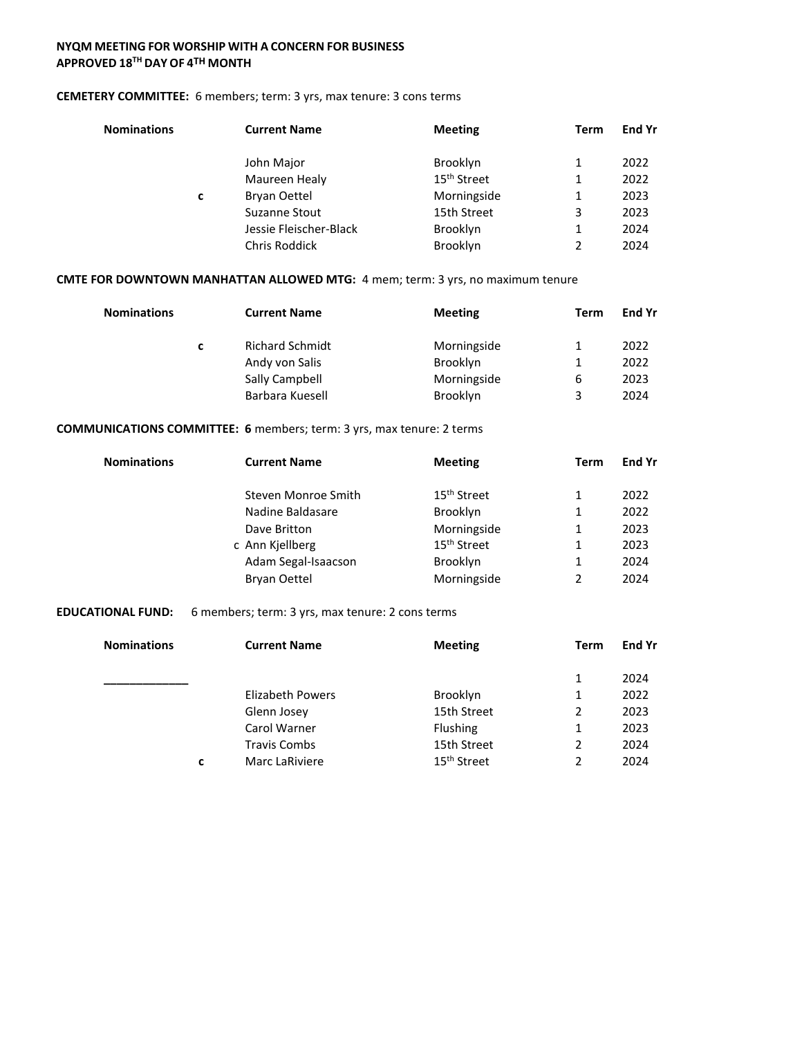**NYQM MEETING FOR WORSHIP WITH A CONCERN FOR BUSINESS**
**APPROVED 18TH DAY OF 4TH MONTH**

**CEMETERY COMMITTEE:** 6 members; term: 3 yrs, max tenure: 3 cons terms

| Nominations | | Current Name | Meeting | Term | End Yr |
|---|---|---|---|---|---|
| | | John Major | Brooklyn | 1 | 2022 |
| | | Maureen Healy | 15th Street | 1 | 2022 |
| | c | Bryan Oettel | Morningside | 1 | 2023 |
| | | Suzanne Stout | 15th Street | 3 | 2023 |
| | | Jessie Fleischer-Black | Brooklyn | 1 | 2024 |
| | | Chris Roddick | Brooklyn | 2 | 2024 |

**CMTE FOR DOWNTOWN MANHATTAN ALLOWED MTG:** 4 mem; term: 3 yrs, no maximum tenure

| Nominations | | Current Name | Meeting | Term | End Yr |
|---|---|---|---|---|---|
| | c | Richard Schmidt | Morningside | 1 | 2022 |
| | | Andy von Salis | Brooklyn | 1 | 2022 |
| | | Sally Campbell | Morningside | 6 | 2023 |
| | | Barbara Kuesell | Brooklyn | 3 | 2024 |

**COMMUNICATIONS COMMITTEE: 6** members; term: 3 yrs, max tenure: 2 terms

| Nominations | | Current Name | Meeting | Term | End Yr |
|---|---|---|---|---|---|
| | | Steven Monroe Smith | 15th Street | 1 | 2022 |
| | | Nadine Baldasare | Brooklyn | 1 | 2022 |
| | | Dave Britton | Morningside | 1 | 2023 |
| | c | Ann Kjellberg | 15th Street | 1 | 2023 |
| | | Adam Segal-Isaacson | Brooklyn | 1 | 2024 |
| | | Bryan Oettel | Morningside | 2 | 2024 |

**EDUCATIONAL FUND:** 6 members; term: 3 yrs, max tenure: 2 cons terms

| Nominations | | Current Name | Meeting | Term | End Yr |
|---|---|---|---|---|---|
| ____________ | | | | 1 | 2024 |
| | | Elizabeth Powers | Brooklyn | 1 | 2022 |
| | | Glenn Josey | 15th Street | 2 | 2023 |
| | | Carol Warner | Flushing | 1 | 2023 |
| | | Travis Combs | 15th Street | 2 | 2024 |
| | c | Marc LaRiviere | 15th Street | 2 | 2024 |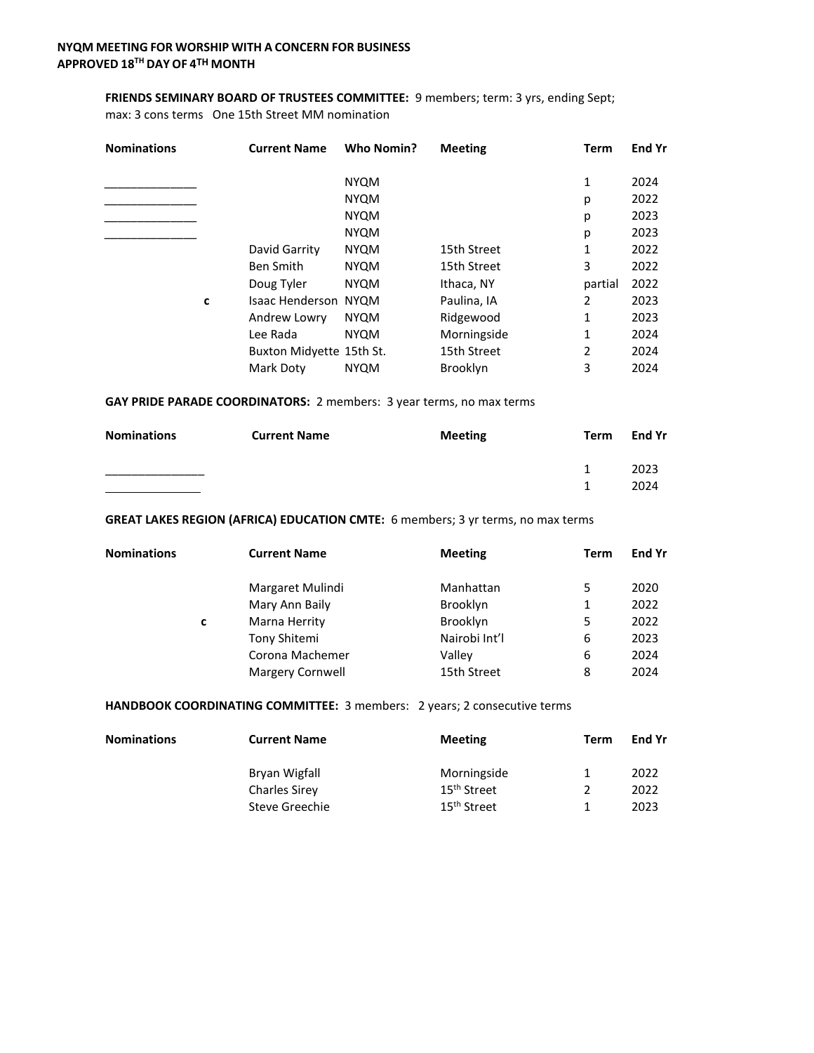**NYQM MEETING FOR WORSHIP WITH A CONCERN FOR BUSINESS**
**APPROVED 18TH DAY OF 4TH MONTH**

**FRIENDS SEMINARY BOARD OF TRUSTEES COMMITTEE:** 9 members; term: 3 yrs, ending Sept; max: 3 cons terms One 15th Street MM nomination

| Nominations | | Current Name | Who Nomin? | Meeting | Term | End Yr |
|---|---|---|---|---|---|---|
| _______________ | | | NYQM | | 1 | 2024 |
| _______________ | | | NYQM | | p | 2022 |
| _______________ | | | NYQM | | p | 2023 |
| _______________ | | | NYQM | | p | 2023 |
| | | David Garrity | NYQM | 15th Street | 1 | 2022 |
| | | Ben Smith | NYQM | 15th Street | 3 | 2022 |
| | | Doug Tyler | NYQM | Ithaca, NY | partial | 2022 |
| | c | Isaac Henderson | NYQM | Paulina, IA | 2 | 2023 |
| | | Andrew Lowry | NYQM | Ridgewood | 1 | 2023 |
| | | Lee Rada | NYQM | Morningside | 1 | 2024 |
| | | Buxton Midyette | 15th St. | 15th Street | 2 | 2024 |
| | | Mark Doty | NYQM | Brooklyn | 3 | 2024 |

**GAY PRIDE PARADE COORDINATORS:** 2 members: 3 year terms, no max terms

| Nominations | Current Name | Meeting | Term | End Yr |
|---|---|---|---|---|
| _______________ | | | 1 | 2023 |
| _______________ | | | 1 | 2024 |

**GREAT LAKES REGION (AFRICA) EDUCATION CMTE:** 6 members; 3 yr terms, no max terms

| Nominations | | Current Name | Meeting | Term | End Yr |
|---|---|---|---|---|---|
| | | Margaret Mulindi | Manhattan | 5 | 2020 |
| | | Mary Ann Baily | Brooklyn | 1 | 2022 |
| | c | Marna Herrity | Brooklyn | 5 | 2022 |
| | | Tony Shitemi | Nairobi Int'l | 6 | 2023 |
| | | Corona Machemer | Valley | 6 | 2024 |
| | | Margery Cornwell | 15th Street | 8 | 2024 |

**HANDBOOK COORDINATING COMMITTEE:** 3 members: 2 years; 2 consecutive terms

| Nominations | Current Name | Meeting | Term | End Yr |
|---|---|---|---|---|
| | Bryan Wigfall | Morningside | 1 | 2022 |
| | Charles Sirey | 15th Street | 2 | 2022 |
| | Steve Greechie | 15th Street | 1 | 2023 |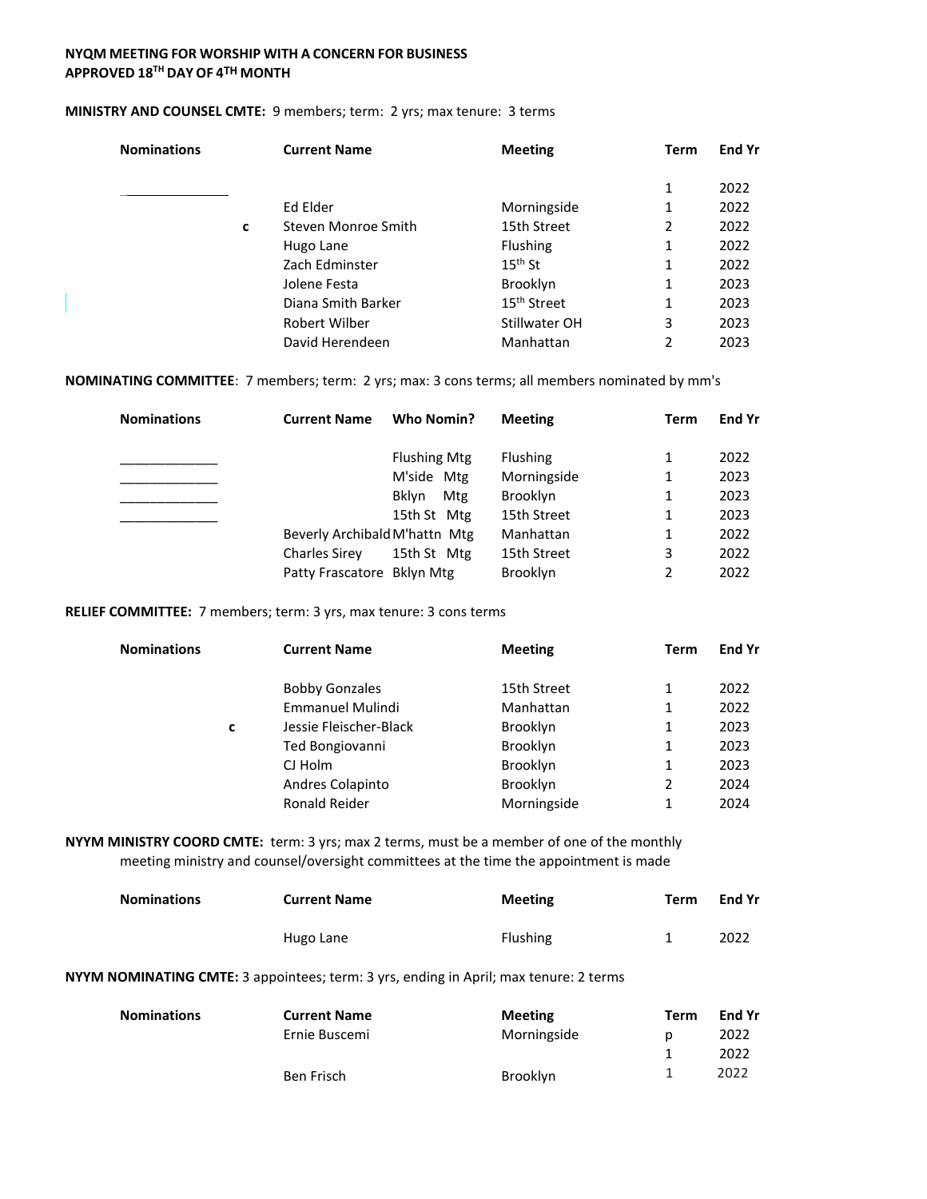**NYQM MEETING FOR WORSHIP WITH A CONCERN FOR BUSINESS**
**APPROVED 18TH DAY OF 4TH MONTH**

**MINISTRY AND COUNSEL CMTE:** 9 members; term: 2 yrs; max tenure: 3 terms

| Nominations | | Current Name | Meeting | Term | End Yr |
|---|---|---|---|---|---|
| _______________ | | | | 1 | 2022 |
| | | Ed Elder | Morningside | 1 | 2022 |
| | c | Steven Monroe Smith | 15th Street | 2 | 2022 |
| | | Hugo Lane | Flushing | 1 | 2022 |
| | | Zach Edminster | 15th St | 1 | 2022 |
| | | Jolene Festa | Brooklyn | 1 | 2023 |
| | | Diana Smith Barker | 15th Street | 1 | 2023 |
| | | Robert Wilber | Stillwater OH | 3 | 2023 |
| | | David Herendeen | Manhattan | 2 | 2023 |

**NOMINATING COMMITTEE**: 7 members; term: 2 yrs; max: 3 cons terms; all members nominated by mm's

| Nominations | Current Name | Who Nomin? | Meeting | Term | End Yr |
|---|---|---|---|---|---|
| _____________ | | Flushing Mtg | Flushing | 1 | 2022 |
| _____________ | | M'side Mtg | Morningside | 1 | 2023 |
| _____________ | | Bklyn Mtg | Brooklyn | 1 | 2023 |
| _____________ | | 15th St Mtg | 15th Street | 1 | 2023 |
| | Beverly Archibald | M'hattn Mtg | Manhattan | 1 | 2022 |
| | Charles Sirey | 15th St Mtg | 15th Street | 3 | 2022 |
| | Patty Frascatore | Bklyn Mtg | Brooklyn | 2 | 2022 |

**RELIEF COMMITTEE:** 7 members; term: 3 yrs, max tenure: 3 cons terms

| Nominations | | Current Name | Meeting | Term | End Yr |
|---|---|---|---|---|---|
| | | Bobby Gonzales | 15th Street | 1 | 2022 |
| | | Emmanuel Mulindi | Manhattan | 1 | 2022 |
| | c | Jessie Fleischer-Black | Brooklyn | 1 | 2023 |
| | | Ted Bongiovanni | Brooklyn | 1 | 2023 |
| | | CJ Holm | Brooklyn | 1 | 2023 |
| | | Andres Colapinto | Brooklyn | 2 | 2024 |
| | | Ronald Reider | Morningside | 1 | 2024 |

**NYYM MINISTRY COORD CMTE:** term: 3 yrs; max 2 terms, must be a member of one of the monthly meeting ministry and counsel/oversight committees at the time the appointment is made

| Nominations | Current Name | Meeting | Term | End Yr |
|---|---|---|---|---|
| | Hugo Lane | Flushing | 1 | 2022 |

**NYYM NOMINATING CMTE:** 3 appointees; term: 3 yrs, ending in April; max tenure: 2 terms

| Nominations | Current Name | Meeting | Term | End Yr |
|---|---|---|---|---|
| | Ernie Buscemi | Morningside | p | 2022 |
| | | | 1 | 2022 |
| | Ben Frisch | Brooklyn | 1 | 2022 |